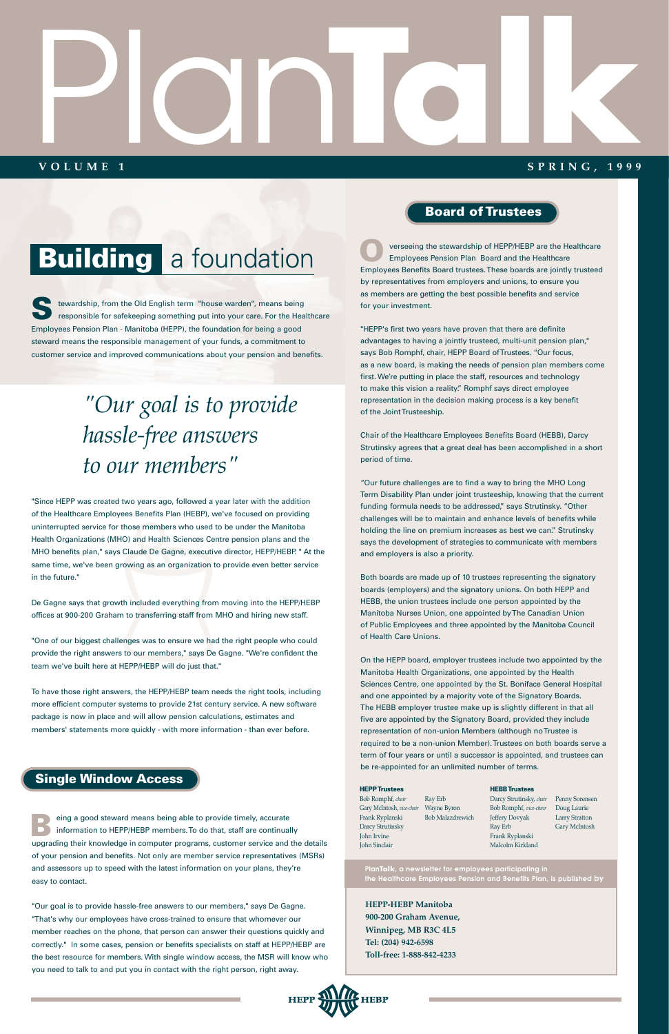# Plan**Talk**

**VOLUME 1** **SPRING, 1999**

## **Building** a foundation

Stewardship, from the Old English term "house warden", means being responsible for safekeeping something put into your care. For the Healthcare Employees Pension Plan - Manitoba (HEPP), the foundation for being a good steward means the responsible management of your funds, a commitment to customer service and improved communications about your pension and benefits.

*"Our goal is to provide hassle-free answers to our members"*

"Since HEPP was created two years ago, followed a year later with the addition of the Healthcare Employees Benefits Plan (HEBP), we've focused on providing uninterrupted service for those members who used to be under the Manitoba Health Organizations (MHO) and Health Sciences Centre pension plans and the MHO benefits plan," says Claude De Gagne, executive director, HEPP/HEBP. " At the same time, we've been growing as an organization to provide even better service in the future."

De Gagne says that growth included everything from moving into the HEPP/HEBP offices at 900-200 Graham to transferring staff from MHO and hiring new staff.

"One of our biggest challenges was to ensure we had the right people who could provide the right answers to our members," says De Gagne. "We're confident the team we've built here at HEPP/HEBP will do just that."

To have those right answers, the HEPP/HEBP team needs the right tools, including more efficient computer systems to provide 21st century service. A new software package is now in place and will allow pension calculations, estimates and members' statements more quickly - with more information - than ever before.

## Single Window Access

Being a good steward means being able to provide timely, accurate information to HEPP/HEBP members. To do that, staff are continually upgrading their knowledge in computer programs, customer service and the details of your pension and benefits. Not only are member service representatives (MSRs) and assessors up to speed with the latest information on your plans, they're easy to contact.

"Our goal is to provide hassle-free answers to our members," says De Gagne. "That's why our employees have cross-trained to ensure that whomever our member reaches on the phone, that person can answer their questions quickly and correctly." In some cases, pension or benefits specialists on staff at HEPP/HEBP are the best resource for members. With single window access, the MSR will know who you need to talk to and put you in contact with the right person, right away.

## Board of Trustees

Overseeing the stewardship of HEPP/HEBP are the Healthcare Employees Pension Plan Board and the Healthcare Employees Benefits Board trustees. These boards are jointly trusteed by representatives from employers and unions, to ensure you as members are getting the best possible benefits and service for your investment.

"HEPP's first two years have proven that there are definite advantages to having a jointly trusteed, multi-unit pension plan," says Bob Romphf, chair, HEPP Board of Trustees. "Our focus, as a new board, is making the needs of pension plan members come first. We're putting in place the staff, resources and technology to make this vision a reality." Romphf says direct employee representation in the decision making process is a key benefit of the Joint Trusteeship.

Chair of the Healthcare Employees Benefits Board (HEBB), Darcy Strutinsky agrees that a great deal has been accomplished in a short period of time.

"Our future challenges are to find a way to bring the MHO Long Term Disability Plan under joint trusteeship, knowing that the current funding formula needs to be addressed," says Strutinsky. "Other challenges will be to maintain and enhance levels of benefits while holding the line on premium increases as best we can." Strutinsky says the development of strategies to communicate with members and employers is also a priority.

Both boards are made up of 10 trustees representing the signatory boards (employers) and the signatory unions. On both HEPP and HEBB, the union trustees include one person appointed by the Manitoba Nurses Union, one appointed by The Canadian Union of Public Employees and three appointed by the Manitoba Council of Health Care Unions.

On the HEPP board, employer trustees include two appointed by the Manitoba Health Organizations, one appointed by the Health Sciences Centre, one appointed by the St. Boniface General Hospital and one appointed by a majority vote of the Signatory Boards. The HEBB employer trustee make up is slightly different in that all five are appointed by the Signatory Board, provided they include representation of non-union Members (although no Trustee is required to be a non-union Member). Trustees on both boards serve a term of four years or until a successor is appointed, and trustees can be re-appointed for an unlimited number of terms.

**HEPP Trustees**

Bob Romphf, *chair*
Gary McIntosh, *vice-chair*
Frank Ryplanski
Darcy Strutinsky
John Irvine
John Sinclair
Ray Erb
Wayne Byron
Bob Malazdrewich

**HEBB Trustees**

Darcy Strutinsky, *chair*
Bob Romphf, *vice-chair*
Jeffery Dovyak
Ray Erb
Frank Ryplanski
Malcolm Kirkland
Penny Sorensen
Doug Laurie
Larry Stratton
Gary McIntosh

Plan**Talk**, a newsletter for employees participating in the Healthcare Employees Pension and Benefits Plan, is published by

**HEPP-HEBP Manitoba**
**900-200 Graham Avenue,**
**Winnipeg, MB R3C 4L5**
**Tel: (204) 942-6598**
**Toll-free: 1-888-842-4233**

HEPP HEBP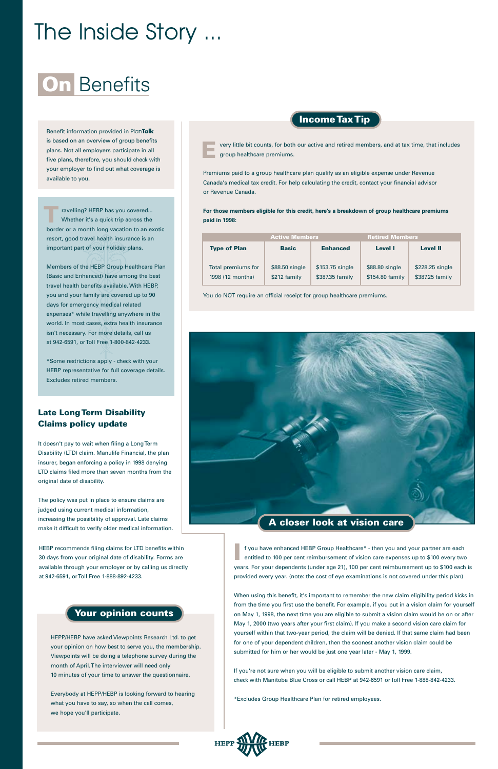# The Inside Story ...

## On Benefits

Benefit information provided in PlanTalk is based on an overview of group benefits plans. Not all employers participate in all five plans, therefore, you should check with your employer to find out what coverage is available to you.

Travelling? HEBP has you covered... Whether it's a quick trip across the border or a month long vacation to an exotic resort, good travel health insurance is an important part of your holiday plans.

Members of the HEBP Group Healthcare Plan (Basic and Enhanced) have among the best travel health benefits available. With HEBP, you and your family are covered up to 90 days for emergency medical related expenses* while travelling anywhere in the world. In most cases, extra health insurance isn't necessary. For more details, call us at 942-6591, or Toll Free 1-800-842-4233.

*Some restrictions apply - check with your HEBP representative for full coverage details. Excludes retired members.

### Late Long Term Disability Claims policy update

It doesn't pay to wait when filing a Long Term Disability (LTD) claim. Manulife Financial, the plan insurer, began enforcing a policy in 1998 denying LTD claims filed more than seven months from the original date of disability.

The policy was put in place to ensure claims are judged using current medical information, increasing the possibility of approval. Late claims make it difficult to verify older medical information.

HEBP recommends filing claims for LTD benefits within 30 days from your original date of disability. Forms are available through your employer or by calling us directly at 942-6591, or Toll Free 1-888-892-4233.

### Your opinion counts

HEPP/HEBP have asked Viewpoints Research Ltd. to get your opinion on how best to serve you, the membership. Viewpoints will be doing a telephone survey during the month of April. The interviewer will need only 10 minutes of your time to answer the questionnaire.

Everybody at HEPP/HEBP is looking forward to hearing what you have to say, so when the call comes, we hope you'll participate.

### Income Tax Tip

Every little bit counts, for both our active and retired members, and at tax time, that includes group healthcare premiums.

Premiums paid to a group healthcare plan qualify as an eligible expense under Revenue Canada's medical tax credit. For help calculating the credit, contact your financial advisor or Revenue Canada.

**For those members eligible for this credit, here's a breakdown of group healthcare premiums paid in 1998:**

| | Active Members | | Retired Members | |
|---|---|---|---|---|
| **Type of Plan** | **Basic** | **Enhanced** | **Level I** | **Level II** |
| Total premiums for 1998 (12 months) | $88.50 single<br>$212 family | $153.75 single<br>$387.35 family | $88.80 single<br>$154.80 family | $228.25 single<br>$387.25 family |

You do NOT require an official receipt for group healthcare premiums.

### A closer look at vision care

If you have enhanced HEBP Group Healthcare* - then you and your partner are each entitled to 100 per cent reimbursement of vision care expenses up to $100 every two years. For your dependents (under age 21), 100 per cent reimbursement up to $100 each is provided every year. (note: the cost of eye examinations is not covered under this plan)

When using this benefit, it's important to remember the new claim eligibility period kicks in from the time you first use the benefit. For example, if you put in a vision claim for yourself on May 1, 1998, the next time you are eligible to submit a vision claim would be on or after May 1, 2000 (two years after your first claim). If you make a second vision care claim for yourself within that two-year period, the claim will be denied. If that same claim had been for one of your dependent children, then the soonest another vision claim could be submitted for him or her would be just one year later - May 1, 1999.

If you're not sure when you will be eligible to submit another vision care claim, check with Manitoba Blue Cross or call HEBP at 942-6591 or Toll Free 1-888-842-4233.

*Excludes Group Healthcare Plan for retired employees.

HEPP HEBP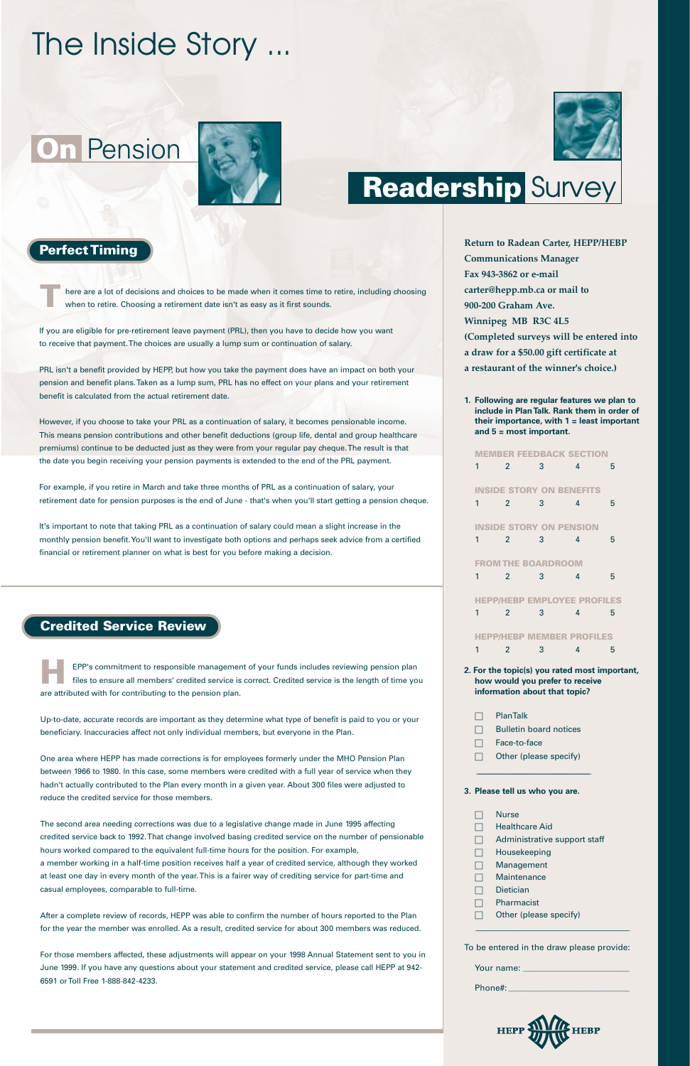# The Inside Story ...

## On Pension

### Perfect Timing

There are a lot of decisions and choices to be made when it comes time to retire, including choosing when to retire. Choosing a retirement date isn't as easy as it first sounds.

If you are eligible for pre-retirement leave payment (PRL), then you have to decide how you want to receive that payment. The choices are usually a lump sum or continuation of salary.

PRL isn't a benefit provided by HEPP, but how you take the payment does have an impact on both your pension and benefit plans. Taken as a lump sum, PRL has no effect on your plans and your retirement benefit is calculated from the actual retirement date.

However, if you choose to take your PRL as a continuation of salary, it becomes pensionable income. This means pension contributions and other benefit deductions (group life, dental and group healthcare premiums) continue to be deducted just as they were from your regular pay cheque. The result is that the date you begin receiving your pension payments is extended to the end of the PRL payment.

For example, if you retire in March and take three months of PRL as a continuation of salary, your retirement date for pension purposes is the end of June - that's when you'll start getting a pension cheque.

It's important to note that taking PRL as a continuation of salary could mean a slight increase in the monthly pension benefit. You'll want to investigate both options and perhaps seek advice from a certified financial or retirement planner on what is best for you before making a decision.

### Credited Service Review

HEPP's commitment to responsible management of your funds includes reviewing pension plan files to ensure all members' credited service is correct. Credited service is the length of time you are attributed with for contributing to the pension plan.

Up-to-date, accurate records are important as they determine what type of benefit is paid to you or your beneficiary. Inaccuracies affect not only individual members, but everyone in the Plan.

One area where HEPP has made corrections is for employees formerly under the MHO Pension Plan between 1966 to 1980. In this case, some members were credited with a full year of service when they hadn't actually contributed to the Plan every month in a given year. About 300 files were adjusted to reduce the credited service for those members.

The second area needing corrections was due to a legislative change made in June 1995 affecting credited service back to 1992. That change involved basing credited service on the number of pensionable hours worked compared to the equivalent full-time hours for the position. For example, a member working in a half-time position receives half a year of credited service, although they worked at least one day in every month of the year. This is a fairer way of crediting service for part-time and casual employees, comparable to full-time.

After a complete review of records, HEPP was able to confirm the number of hours reported to the Plan for the year the member was enrolled. As a result, credited service for about 300 members was reduced.

For those members affected, these adjustments will appear on your 1998 Annual Statement sent to you in June 1999. If you have any questions about your statement and credited service, please call HEPP at 942-6591 or Toll Free 1-888-842-4233.

## Readership Survey

**Return to Radean Carter, HEPP/HEBP Communications Manager Fax 943-3862 or e-mail carter@hepp.mb.ca or mail to 900-200 Graham Ave. Winnipeg MB R3C 4L5 (Completed surveys will be entered into a draw for a $50.00 gift certificate at a restaurant of the winner's choice.)**

**1. Following are regular features we plan to include in Plan Talk. Rank them in order of their importance, with 1 = least important and 5 = most important.**

MEMBER FEEDBACK SECTION
1 2 3 4 5

INSIDE STORY ON BENEFITS
1 2 3 4 5

INSIDE STORY ON PENSION
1 2 3 4 5

FROM THE BOARDROOM
1 2 3 4 5

HEPP/HEBP EMPLOYEE PROFILES
1 2 3 4 5

HEPP/HEBP MEMBER PROFILES
1 2 3 4 5

**2. For the topic(s) you rated most important, how would you prefer to receive information about that topic?**

- ☐ PlanTalk
- ☐ Bulletin board notices
- ☐ Face-to-face
- ☐ Other (please specify)

\_\_\_\_\_\_\_\_\_\_\_\_\_\_\_\_\_\_\_\_\_\_\_\_

**3. Please tell us who you are.**

- ☐ Nurse
- ☐ Healthcare Aid
- ☐ Administrative support staff
- ☐ Housekeeping
- ☐ Management
- ☐ Maintenance
- ☐ Dietician
- ☐ Pharmacist
- ☐ Other (please specify)

\_\_\_\_\_\_\_\_\_\_\_\_\_\_\_\_\_\_\_\_\_\_\_\_

To be entered in the draw please provide:

Your name: \_\_\_\_\_\_\_\_\_\_\_\_\_\_\_\_\_\_\_\_\_\_\_\_

Phone#: \_\_\_\_\_\_\_\_\_\_\_\_\_\_\_\_\_\_\_\_\_\_\_\_

HEPP HEBP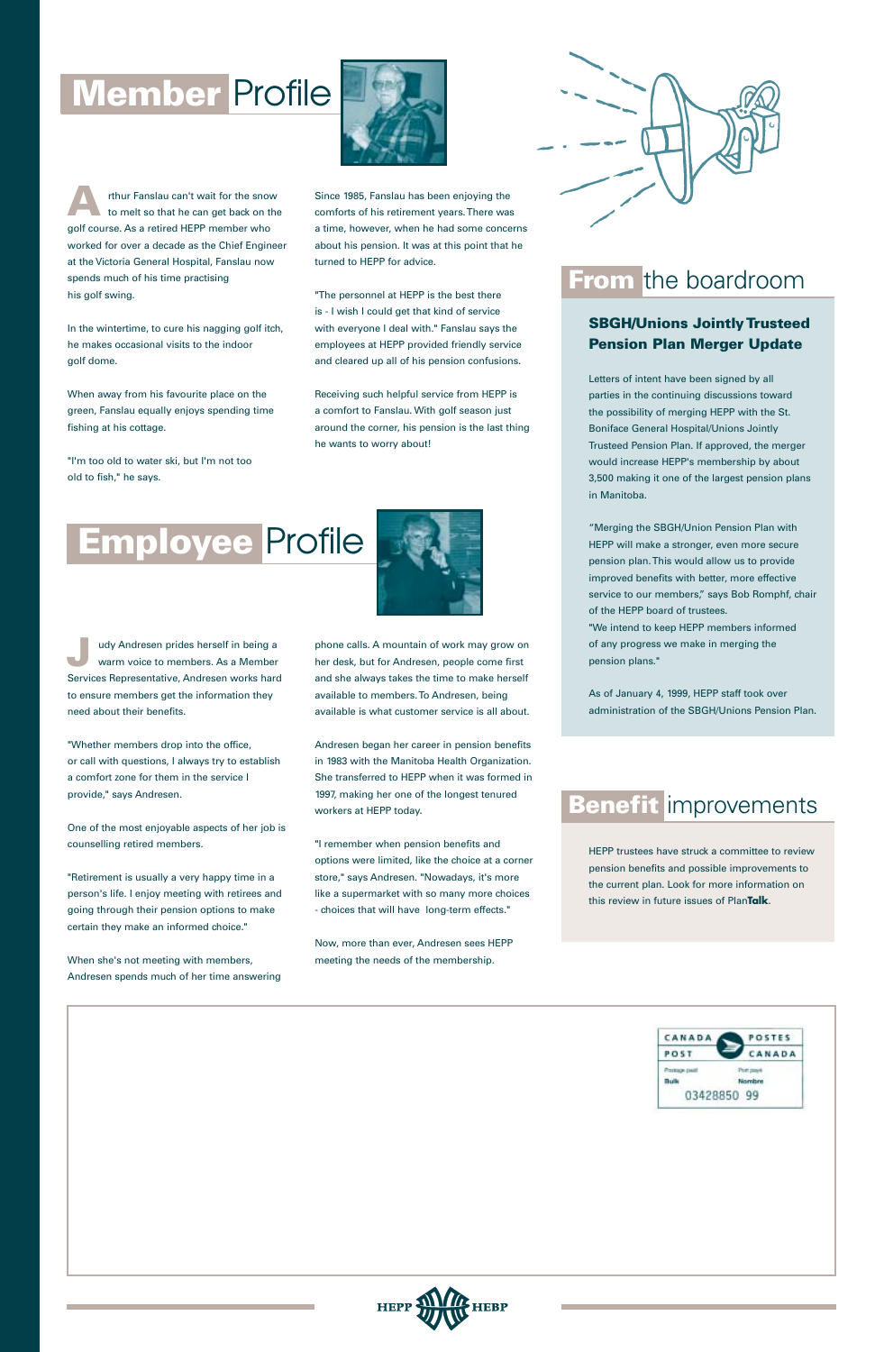# Member Profile

Arthur Fanslau can't wait for the snow to melt so that he can get back on the golf course. As a retired HEPP member who worked for over a decade as the Chief Engineer at the Victoria General Hospital, Fanslau now spends much of his time practising his golf swing.

In the wintertime, to cure his nagging golf itch, he makes occasional visits to the indoor golf dome.

When away from his favourite place on the green, Fanslau equally enjoys spending time fishing at his cottage.

"I'm too old to water ski, but I'm not too old to fish," he says.

Since 1985, Fanslau has been enjoying the comforts of his retirement years. There was a time, however, when he had some concerns about his pension. It was at this point that he turned to HEPP for advice.

"The personnel at HEPP is the best there is - I wish I could get that kind of service with everyone I deal with." Fanslau says the employees at HEPP provided friendly service and cleared up all of his pension confusions.

Receiving such helpful service from HEPP is a comfort to Fanslau. With golf season just around the corner, his pension is the last thing he wants to worry about!

# Employee Profile

Judy Andresen prides herself in being a warm voice to members. As a Member Services Representative, Andresen works hard to ensure members get the information they need about their benefits.

"Whether members drop into the office, or call with questions, I always try to establish a comfort zone for them in the service I provide," says Andresen.

One of the most enjoyable aspects of her job is counselling retired members.

"Retirement is usually a very happy time in a person's life. I enjoy meeting with retirees and going through their pension options to make certain they make an informed choice."

When she's not meeting with members, Andresen spends much of her time answering phone calls. A mountain of work may grow on her desk, but for Andresen, people come first and she always takes the time to make herself available to members. To Andresen, being available is what customer service is all about.

Andresen began her career in pension benefits in 1983 with the Manitoba Health Organization. She transferred to HEPP when it was formed in 1997, making her one of the longest tenured workers at HEPP today.

"I remember when pension benefits and options were limited, like the choice at a corner store," says Andresen. "Nowadays, it's more like a supermarket with so many more choices - choices that will have long-term effects."

Now, more than ever, Andresen sees HEPP meeting the needs of the membership.

# From the boardroom

### SBGH/Unions Jointly Trusteed Pension Plan Merger Update

Letters of intent have been signed by all parties in the continuing discussions toward the possibility of merging HEPP with the St. Boniface General Hospital/Unions Jointly Trusteed Pension Plan. If approved, the merger would increase HEPP's membership by about 3,500 making it one of the largest pension plans in Manitoba.

"Merging the SBGH/Union Pension Plan with HEPP will make a stronger, even more secure pension plan. This would allow us to provide improved benefits with better, more effective service to our members," says Bob Romphf, chair of the HEPP board of trustees. "We intend to keep HEPP members informed of any progress we make in merging the pension plans."

As of January 4, 1999, HEPP staff took over administration of the SBGH/Unions Pension Plan.

# Benefit improvements

HEPP trustees have struck a committee to review pension benefits and possible improvements to the current plan. Look for more information on this review in future issues of Plan**Talk**.

CANADA POST / POSTES CANADA
Postage paid / Port payé
Bulk / Nombre
03428850 99

HEPP HEBP